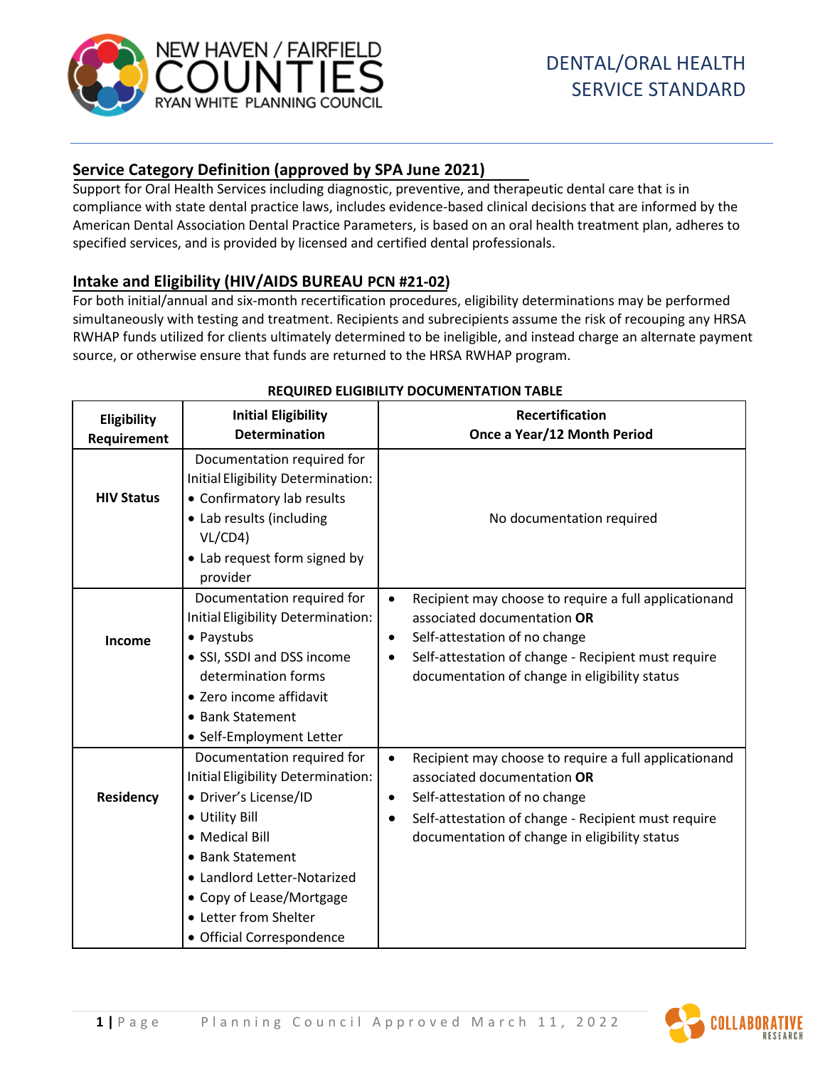NEW HAVEN / FAIRFIELD COUNTIES
RYAN WHITE PLANNING COUNCIL

# DENTAL/ORAL HEALTH SERVICE STANDARD

## Service Category Definition (approved by SPA June 2021)

Support for Oral Health Services including diagnostic, preventive, and therapeutic dental care that is in compliance with state dental practice laws, includes evidence-based clinical decisions that are informed by the American Dental Association Dental Practice Parameters, is based on an oral health treatment plan, adheres to specified services, and is provided by licensed and certified dental professionals.

## Intake and Eligibility (HIV/AIDS BUREAU PCN #21-02)

For both initial/annual and six-month recertification procedures, eligibility determinations may be performed simultaneously with testing and treatment. Recipients and subrecipients assume the risk of recouping any HRSA RWHAP funds utilized for clients ultimately determined to be ineligible, and instead charge an alternate payment source, or otherwise ensure that funds are returned to the HRSA RWHAP program.

**REQUIRED ELIGIBILITY DOCUMENTATION TABLE**

| Eligibility Requirement | Initial Eligibility Determination | Recertification Once a Year/12 Month Period |
|---|---|---|
| **HIV Status** | Documentation required for Initial Eligibility Determination:<br>• Confirmatory lab results<br>• Lab results (including VL/CD4)<br>• Lab request form signed by provider | No documentation required |
| **Income** | Documentation required for Initial Eligibility Determination:<br>• Paystubs<br>• SSI, SSDI and DSS income determination forms<br>• Zero income affidavit<br>• Bank Statement<br>• Self-Employment Letter | • Recipient may choose to require a full applicationand associated documentation **OR**<br>• Self-attestation of no change<br>• Self-attestation of change - Recipient must require documentation of change in eligibility status |
| **Residency** | Documentation required for Initial Eligibility Determination:<br>• Driver's License/ID<br>• Utility Bill<br>• Medical Bill<br>• Bank Statement<br>• Landlord Letter-Notarized<br>• Copy of Lease/Mortgage<br>• Letter from Shelter<br>• Official Correspondence | • Recipient may choose to require a full applicationand associated documentation **OR**<br>• Self-attestation of no change<br>• Self-attestation of change - Recipient must require documentation of change in eligibility status |

Planning Council Approved March 11, 2022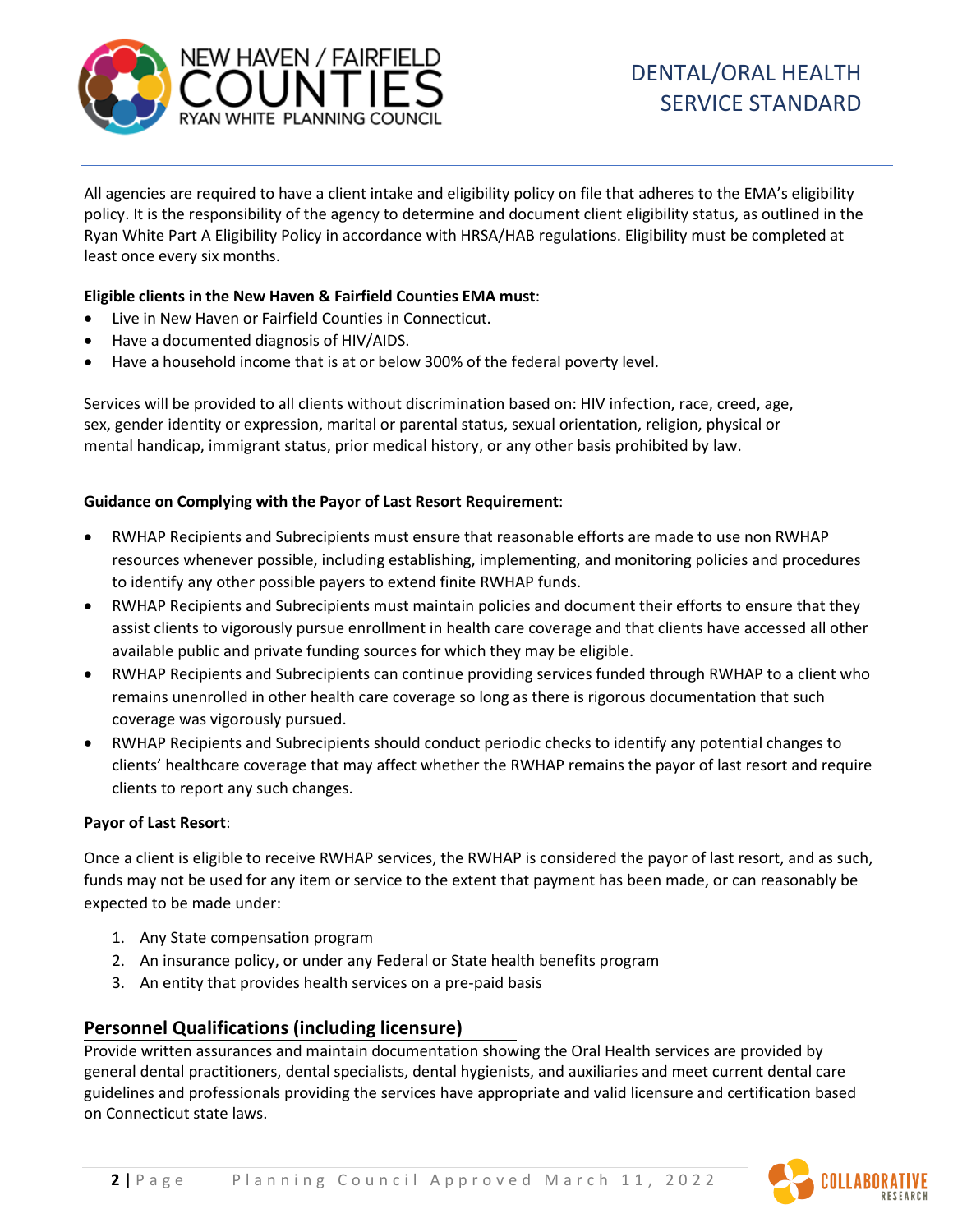All agencies are required to have a client intake and eligibility policy on file that adheres to the EMA's eligibility policy. It is the responsibility of the agency to determine and document client eligibility status, as outlined in the Ryan White Part A Eligibility Policy in accordance with HRSA/HAB regulations. Eligibility must be completed at least once every six months.

**Eligible clients in the New Haven & Fairfield Counties EMA must**:

- Live in New Haven or Fairfield Counties in Connecticut.
- Have a documented diagnosis of HIV/AIDS.
- Have a household income that is at or below 300% of the federal poverty level.

Services will be provided to all clients without discrimination based on: HIV infection, race, creed, age, sex, gender identity or expression, marital or parental status, sexual orientation, religion, physical or mental handicap, immigrant status, prior medical history, or any other basis prohibited by law.

**Guidance on Complying with the Payor of Last Resort Requirement**:

- RWHAP Recipients and Subrecipients must ensure that reasonable efforts are made to use non RWHAP resources whenever possible, including establishing, implementing, and monitoring policies and procedures to identify any other possible payers to extend finite RWHAP funds.
- RWHAP Recipients and Subrecipients must maintain policies and document their efforts to ensure that they assist clients to vigorously pursue enrollment in health care coverage and that clients have accessed all other available public and private funding sources for which they may be eligible.
- RWHAP Recipients and Subrecipients can continue providing services funded through RWHAP to a client who remains unenrolled in other health care coverage so long as there is rigorous documentation that such coverage was vigorously pursued.
- RWHAP Recipients and Subrecipients should conduct periodic checks to identify any potential changes to clients' healthcare coverage that may affect whether the RWHAP remains the payor of last resort and require clients to report any such changes.

**Payor of Last Resort**:

Once a client is eligible to receive RWHAP services, the RWHAP is considered the payor of last resort, and as such, funds may not be used for any item or service to the extent that payment has been made, or can reasonably be expected to be made under:

1. Any State compensation program
2. An insurance policy, or under any Federal or State health benefits program
3. An entity that provides health services on a pre-paid basis

## Personnel Qualifications (including licensure)

Provide written assurances and maintain documentation showing the Oral Health services are provided by general dental practitioners, dental specialists, dental hygienists, and auxiliaries and meet current dental care guidelines and professionals providing the services have appropriate and valid licensure and certification based on Connecticut state laws.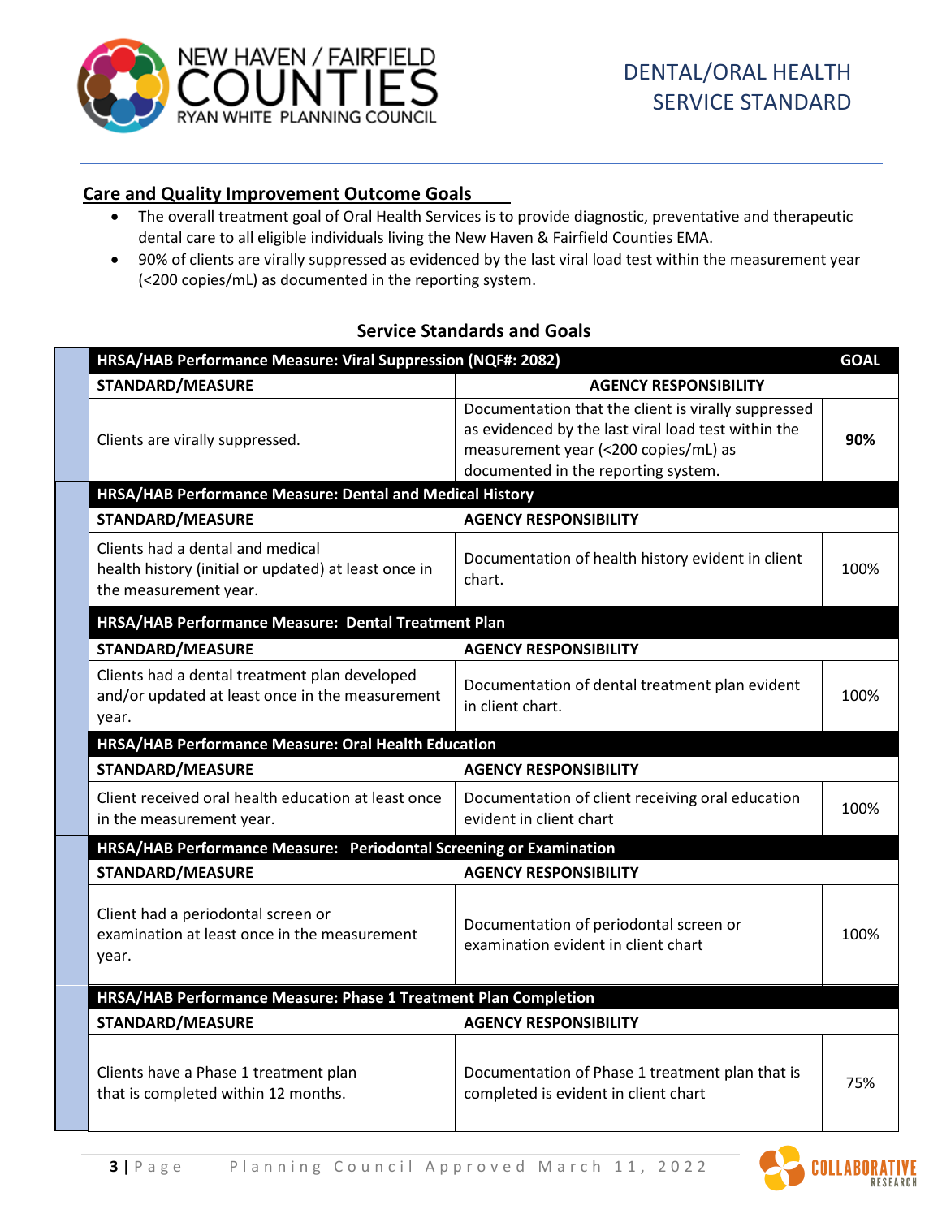## Care and Quality Improvement Outcome Goals

- The overall treatment goal of Oral Health Services is to provide diagnostic, preventative and therapeutic dental care to all eligible individuals living the New Haven & Fairfield Counties EMA.
- 90% of clients are virally suppressed as evidenced by the last viral load test within the measurement year (<200 copies/mL) as documented in the reporting system.

### Service Standards and Goals

| HRSA/HAB Performance Measure: Viral Suppression (NQF#: 2082) | | GOAL |
|---|---|---|
| **STANDARD/MEASURE** | **AGENCY RESPONSIBILITY** | |
| Clients are virally suppressed. | Documentation that the client is virally suppressed as evidenced by the last viral load test within the measurement year (<200 copies/mL) as documented in the reporting system. | **90%** |
| **HRSA/HAB Performance Measure: Dental and Medical History** | | |
| **STANDARD/MEASURE** | **AGENCY RESPONSIBILITY** | |
| Clients had a dental and medical health history (initial or updated) at least once in the measurement year. | Documentation of health history evident in client chart. | 100% |
| **HRSA/HAB Performance Measure: Dental Treatment Plan** | | |
| **STANDARD/MEASURE** | **AGENCY RESPONSIBILITY** | |
| Clients had a dental treatment plan developed and/or updated at least once in the measurement year. | Documentation of dental treatment plan evident in client chart. | 100% |
| **HRSA/HAB Performance Measure: Oral Health Education** | | |
| **STANDARD/MEASURE** | **AGENCY RESPONSIBILITY** | |
| Client received oral health education at least once in the measurement year. | Documentation of client receiving oral education evident in client chart | 100% |
| **HRSA/HAB Performance Measure: Periodontal Screening or Examination** | | |
| **STANDARD/MEASURE** | **AGENCY RESPONSIBILITY** | |
| Client had a periodontal screen or examination at least once in the measurement year. | Documentation of periodontal screen or examination evident in client chart | 100% |
| **HRSA/HAB Performance Measure: Phase 1 Treatment Plan Completion** | | |
| **STANDARD/MEASURE** | **AGENCY RESPONSIBILITY** | |
| Clients have a Phase 1 treatment plan that is completed within 12 months. | Documentation of Phase 1 treatment plan that is completed is evident in client chart | 75% |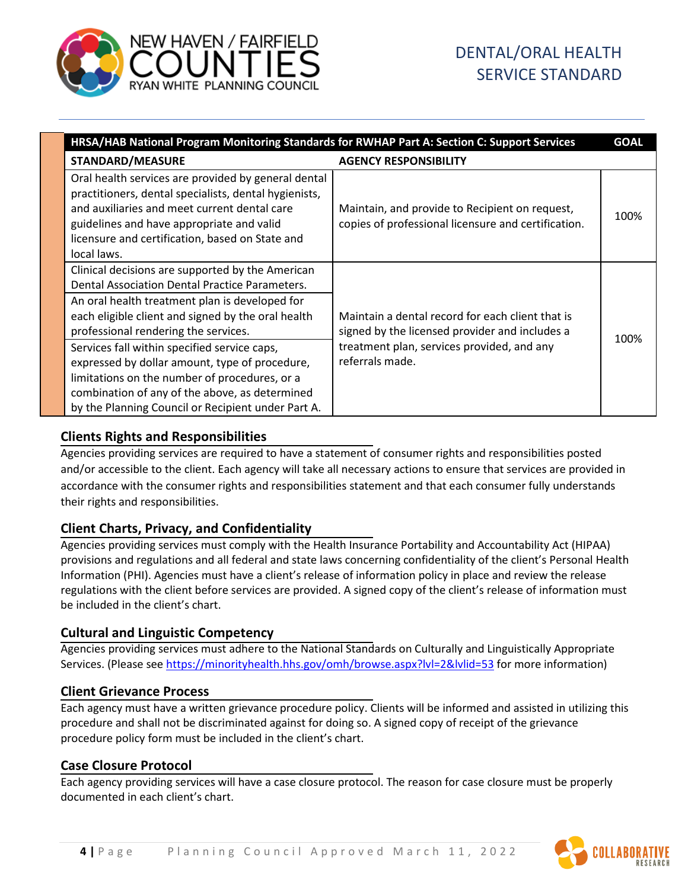| HRSA/HAB National Program Monitoring Standards for RWHAP Part A: Section C: Support Services | | GOAL |
|---|---|---|
| **STANDARD/MEASURE** | **AGENCY RESPONSIBILITY** | |
| Oral health services are provided by general dental practitioners, dental specialists, dental hygienists, and auxiliaries and meet current dental care guidelines and have appropriate and valid licensure and certification, based on State and local laws. | Maintain, and provide to Recipient on request, copies of professional licensure and certification. | 100% |
| Clinical decisions are supported by the American Dental Association Dental Practice Parameters. | Maintain a dental record for each client that is signed by the licensed provider and includes a treatment plan, services provided, and any referrals made. | 100% |
| An oral health treatment plan is developed for each eligible client and signed by the oral health professional rendering the services. | | |
| Services fall within specified service caps, expressed by dollar amount, type of procedure, limitations on the number of procedures, or a combination of any of the above, as determined by the Planning Council or Recipient under Part A. | | |

### Clients Rights and Responsibilities

Agencies providing services are required to have a statement of consumer rights and responsibilities posted and/or accessible to the client. Each agency will take all necessary actions to ensure that services are provided in accordance with the consumer rights and responsibilities statement and that each consumer fully understands their rights and responsibilities.

### Client Charts, Privacy, and Confidentiality

Agencies providing services must comply with the Health Insurance Portability and Accountability Act (HIPAA) provisions and regulations and all federal and state laws concerning confidentiality of the client's Personal Health Information (PHI). Agencies must have a client's release of information policy in place and review the release regulations with the client before services are provided. A signed copy of the client's release of information must be included in the client's chart.

### Cultural and Linguistic Competency

Agencies providing services must adhere to the National Standards on Culturally and Linguistically Appropriate Services. (Please see https://minorityhealth.hhs.gov/omh/browse.aspx?lvl=2&lvlid=53 for more information)

### Client Grievance Process

Each agency must have a written grievance procedure policy. Clients will be informed and assisted in utilizing this procedure and shall not be discriminated against for doing so. A signed copy of receipt of the grievance procedure policy form must be included in the client's chart.

### Case Closure Protocol

Each agency providing services will have a case closure protocol. The reason for case closure must be properly documented in each client's chart.